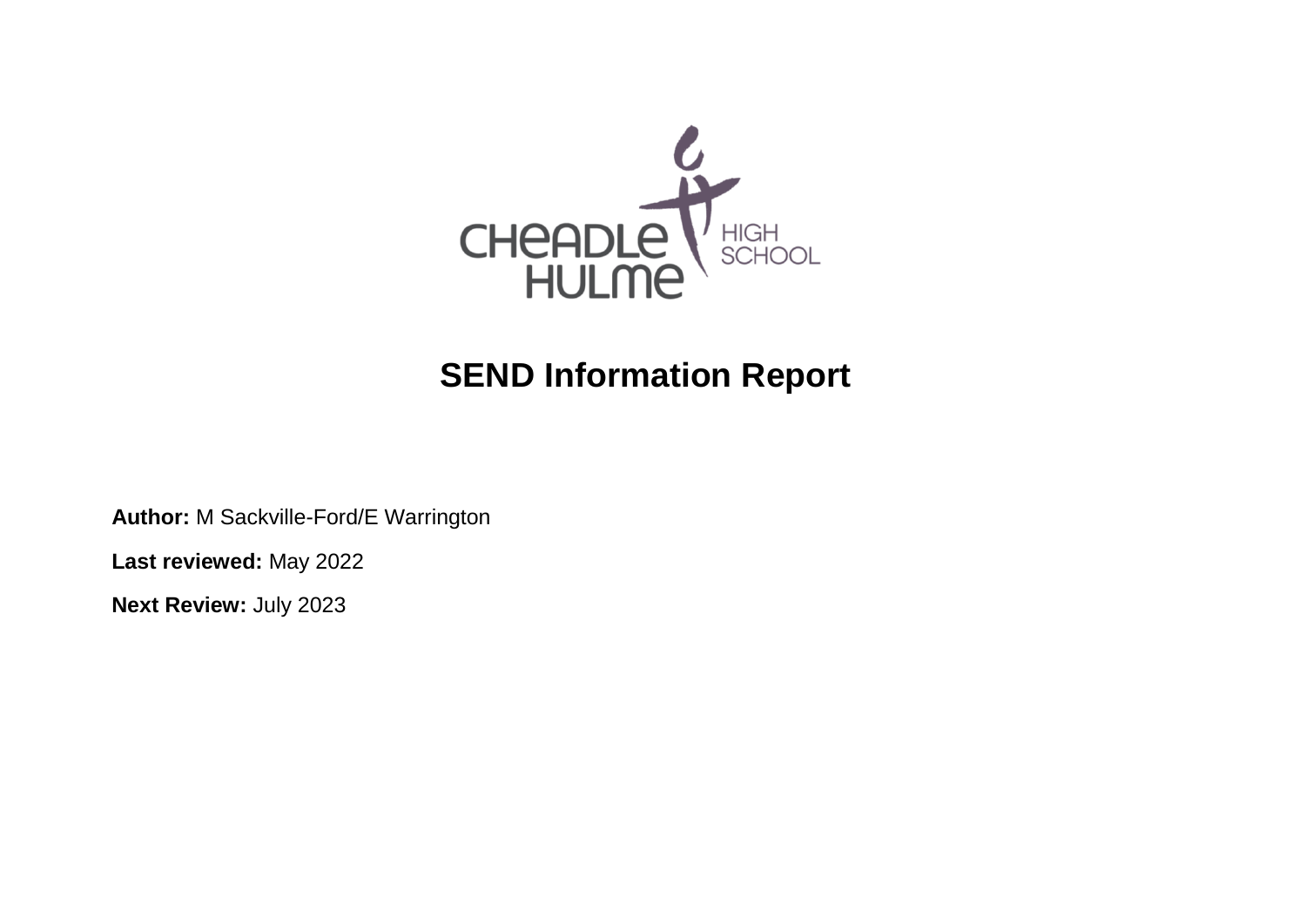# SEND Information Report

**Author:** M Sackville-Ford/E Warrington

**Last reviewed:** May 2022

**Next Review:** July 2023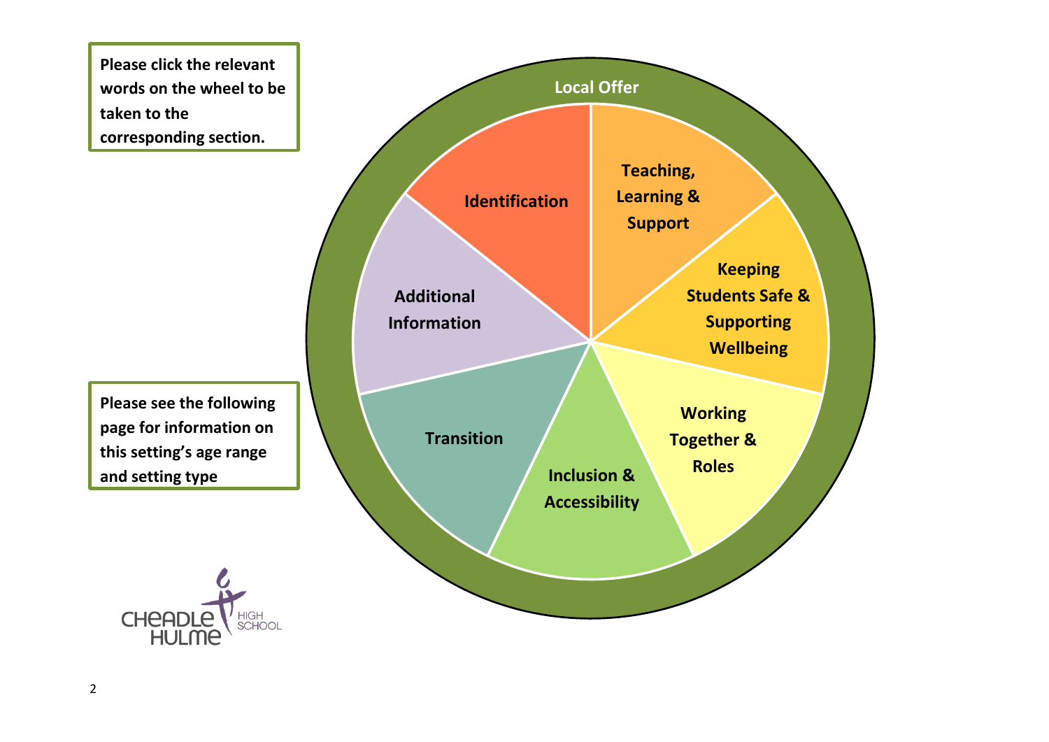**Please click the relevant words on the wheel to be taken to the corresponding section.**

**Local Offer**

- **Identification**
- **Teaching, Learning & Support**
- **Keeping Students Safe & Supporting Wellbeing**
- **Working Together & Roles**
- **Inclusion & Accessibility**
- **Transition**
- **Additional Information**

**Please see the following page for information on this setting's age range and setting type**

CHEADLE HULME HIGH SCHOOL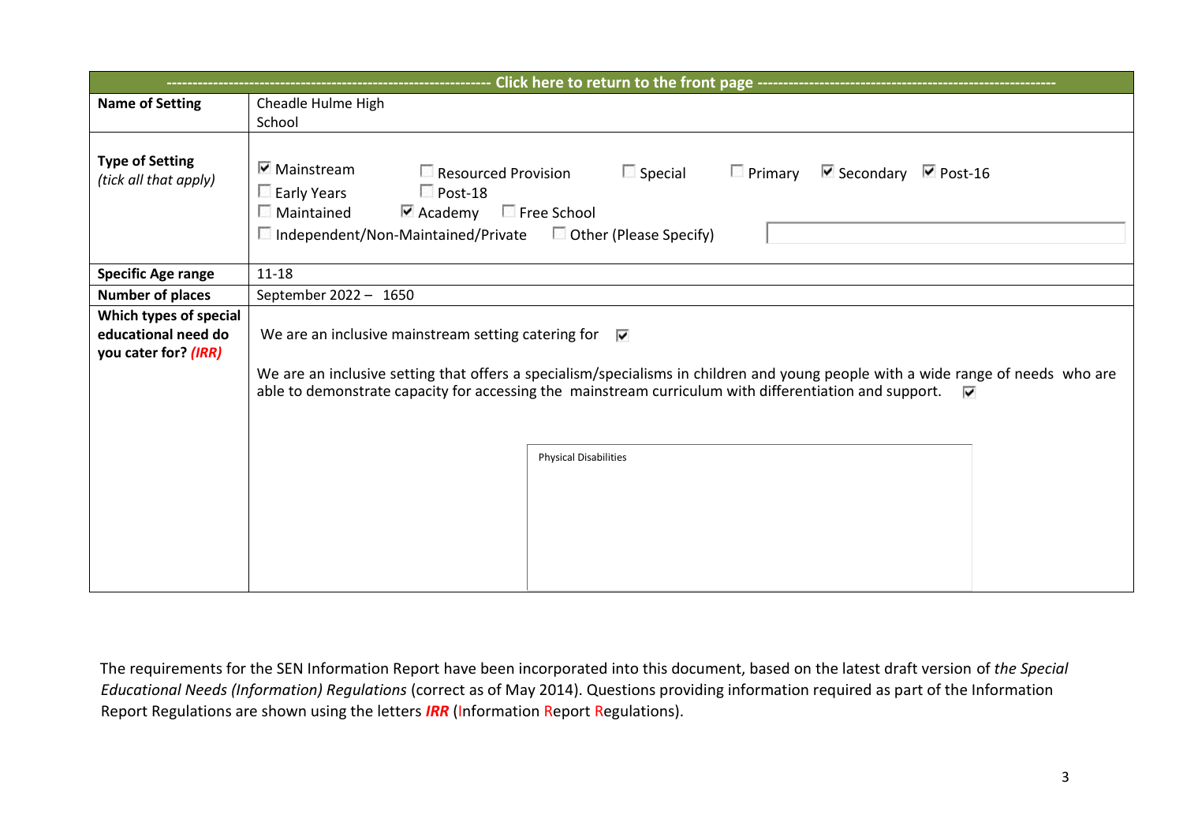| ---------------------------------------------------------- Click here to return to the front page ---------------------------------------------------------- | |
|---|---|
| **Name of Setting** | Cheadle Hulme High School |
| **Type of Setting** *(tick all that apply)* | ☑ Mainstream ☐ Resourced Provision ☐ Special ☐ Primary ☑ Secondary ☑ Post-16 ☐ Early Years ☐ Post-18 ☐ Maintained ☑ Academy ☐ Free School ☐ Independent/Non-Maintained/Private ☐ Other (Please Specify) |
| **Specific Age range** | 11-18 |
| **Number of places** | September 2022 – 1650 |
| **Which types of special educational need do you cater for? *(IRR)*** | We are an inclusive mainstream setting catering for ☑ <br><br> We are an inclusive setting that offers a specialism/specialisms in children and young people with a wide range of needs who are able to demonstrate capacity for accessing the mainstream curriculum with differentiation and support. ☑ <br><br> Physical Disabilities |

The requirements for the SEN Information Report have been incorporated into this document, based on the latest draft version of *the Special Educational Needs (Information) Regulations* (correct as of May 2014). Questions providing information required as part of the Information Report Regulations are shown using the letters ***IRR*** (Information Report Regulations).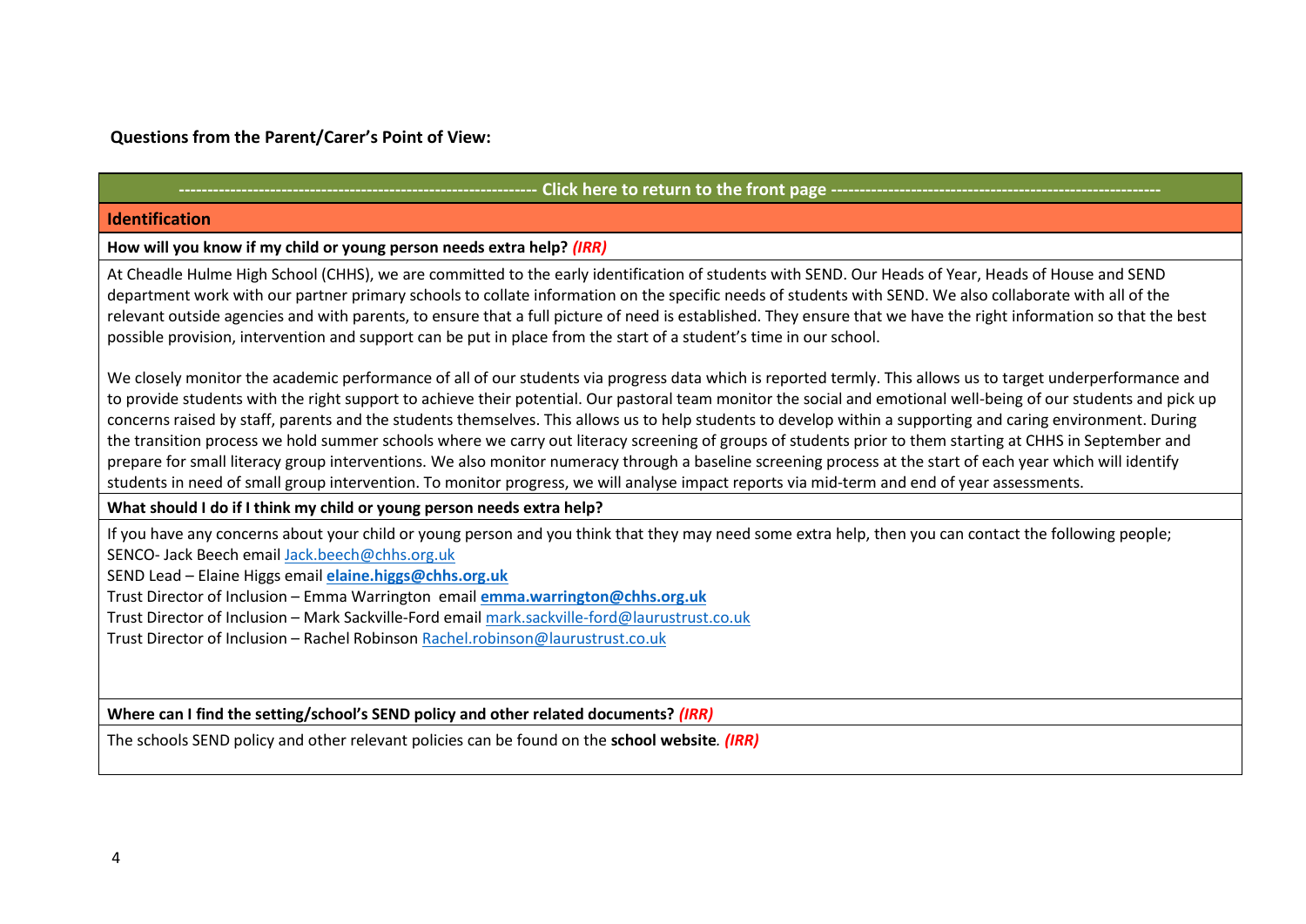**Questions from the Parent/Carer's Point of View:**

------------------------------------------------------------ Click here to return to the front page --------------------------------------------------------

## Identification

**How will you know if my child or young person needs extra help?** ***(IRR)***

At Cheadle Hulme High School (CHHS), we are committed to the early identification of students with SEND. Our Heads of Year, Heads of House and SEND department work with our partner primary schools to collate information on the specific needs of students with SEND. We also collaborate with all of the relevant outside agencies and with parents, to ensure that a full picture of need is established. They ensure that we have the right information so that the best possible provision, intervention and support can be put in place from the start of a student's time in our school.

We closely monitor the academic performance of all of our students via progress data which is reported termly. This allows us to target underperformance and to provide students with the right support to achieve their potential. Our pastoral team monitor the social and emotional well-being of our students and pick up concerns raised by staff, parents and the students themselves. This allows us to help students to develop within a supporting and caring environment. During the transition process we hold summer schools where we carry out literacy screening of groups of students prior to them starting at CHHS in September and prepare for small literacy group interventions. We also monitor numeracy through a baseline screening process at the start of each year which will identify students in need of small group intervention. To monitor progress, we will analyse impact reports via mid-term and end of year assessments.

**What should I do if I think my child or young person needs extra help?**

If you have any concerns about your child or young person and you think that they may need some extra help, then you can contact the following people;
SENCO- Jack Beech email Jack.beech@chhs.org.uk
SEND Lead – Elaine Higgs email **elaine.higgs@chhs.org.uk**
Trust Director of Inclusion – Emma Warrington email **emma.warrington@chhs.org.uk**
Trust Director of Inclusion – Mark Sackville-Ford email mark.sackville-ford@laurustrust.co.uk
Trust Director of Inclusion – Rachel Robinson Rachel.robinson@laurustrust.co.uk

**Where can I find the setting/school's SEND policy and other related documents?** ***(IRR)***

The schools SEND policy and other relevant policies can be found on the **school website***.* ***(IRR)***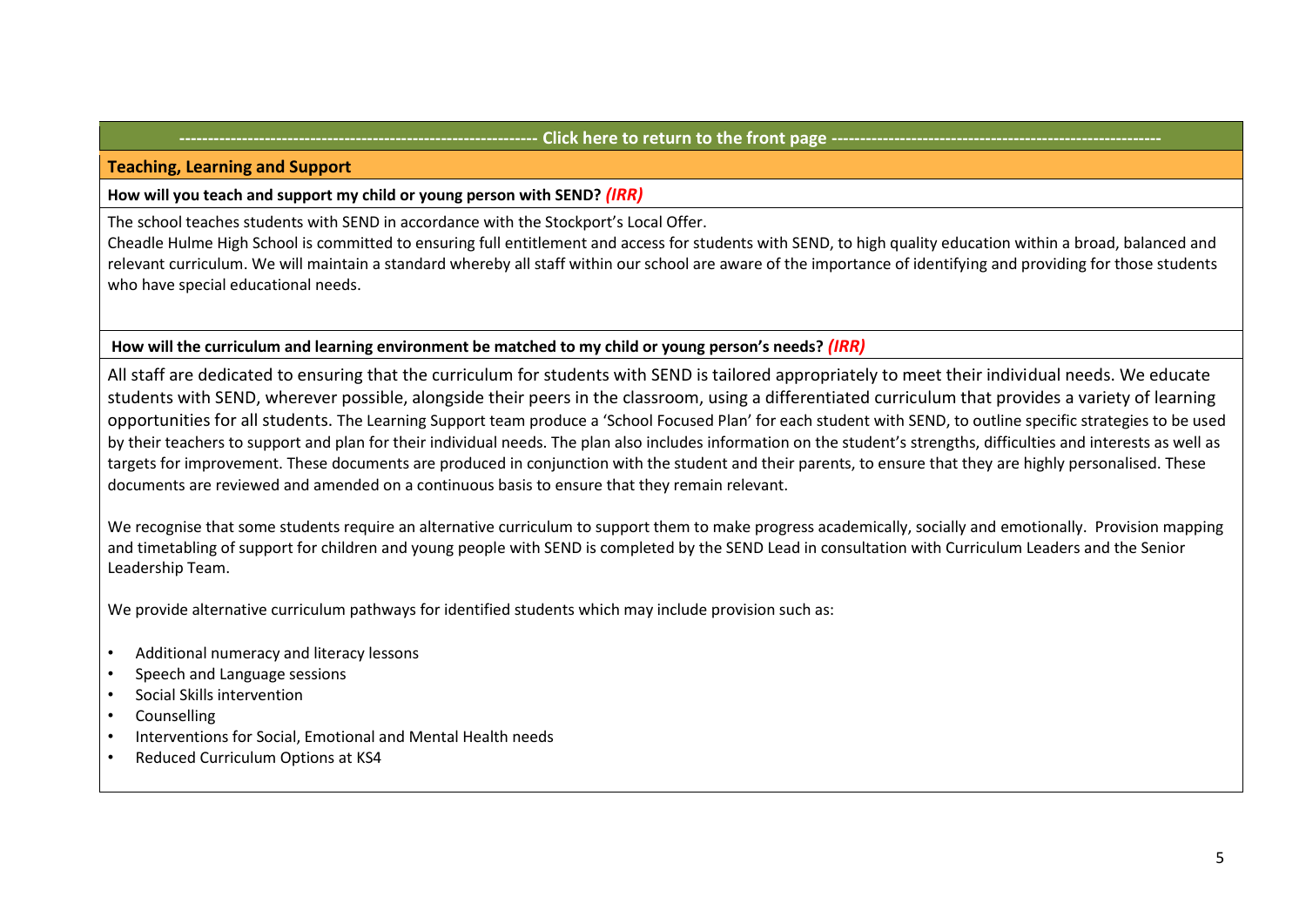------------------------------------------------------------- Click here to return to the front page ---------------------------------------------------------

## Teaching, Learning and Support

**How will you teach and support my child or young person with SEND?** ***(IRR)***

The school teaches students with SEND in accordance with the Stockport's Local Offer.
Cheadle Hulme High School is committed to ensuring full entitlement and access for students with SEND, to high quality education within a broad, balanced and relevant curriculum. We will maintain a standard whereby all staff within our school are aware of the importance of identifying and providing for those students who have special educational needs.

**How will the curriculum and learning environment be matched to my child or young person's needs?** ***(IRR)***

All staff are dedicated to ensuring that the curriculum for students with SEND is tailored appropriately to meet their individual needs. We educate students with SEND, wherever possible, alongside their peers in the classroom, using a differentiated curriculum that provides a variety of learning opportunities for all students. The Learning Support team produce a 'School Focused Plan' for each student with SEND, to outline specific strategies to be used by their teachers to support and plan for their individual needs. The plan also includes information on the student's strengths, difficulties and interests as well as targets for improvement. These documents are produced in conjunction with the student and their parents, to ensure that they are highly personalised. These documents are reviewed and amended on a continuous basis to ensure that they remain relevant.

We recognise that some students require an alternative curriculum to support them to make progress academically, socially and emotionally. Provision mapping and timetabling of support for children and young people with SEND is completed by the SEND Lead in consultation with Curriculum Leaders and the Senior Leadership Team.

We provide alternative curriculum pathways for identified students which may include provision such as:

- Additional numeracy and literacy lessons
- Speech and Language sessions
- Social Skills intervention
- Counselling
- Interventions for Social, Emotional and Mental Health needs
- Reduced Curriculum Options at KS4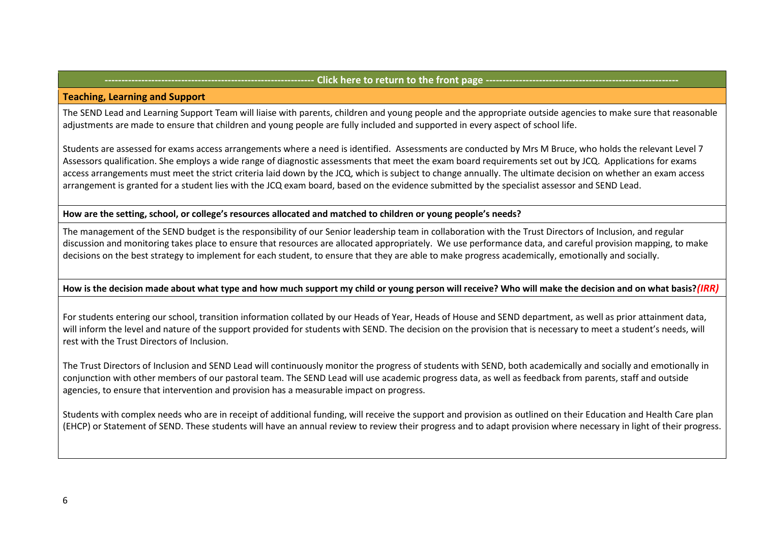---------------------------------------------------------------- Click here to return to the front page ----------------------------------------------------------

## Teaching, Learning and Support

The SEND Lead and Learning Support Team will liaise with parents, children and young people and the appropriate outside agencies to make sure that reasonable adjustments are made to ensure that children and young people are fully included and supported in every aspect of school life.

Students are assessed for exams access arrangements where a need is identified. Assessments are conducted by Mrs M Bruce, who holds the relevant Level 7 Assessors qualification. She employs a wide range of diagnostic assessments that meet the exam board requirements set out by JCQ. Applications for exams access arrangements must meet the strict criteria laid down by the JCQ, which is subject to change annually. The ultimate decision on whether an exam access arrangement is granted for a student lies with the JCQ exam board, based on the evidence submitted by the specialist assessor and SEND Lead.

**How are the setting, school, or college's resources allocated and matched to children or young people's needs?**

The management of the SEND budget is the responsibility of our Senior leadership team in collaboration with the Trust Directors of Inclusion, and regular discussion and monitoring takes place to ensure that resources are allocated appropriately. We use performance data, and careful provision mapping, to make decisions on the best strategy to implement for each student, to ensure that they are able to make progress academically, emotionally and socially.

**How is the decision made about what type and how much support my child or young person will receive? Who will make the decision and on what basis?*****(IRR)***

For students entering our school, transition information collated by our Heads of Year, Heads of House and SEND department, as well as prior attainment data, will inform the level and nature of the support provided for students with SEND. The decision on the provision that is necessary to meet a student's needs, will rest with the Trust Directors of Inclusion.

The Trust Directors of Inclusion and SEND Lead will continuously monitor the progress of students with SEND, both academically and socially and emotionally in conjunction with other members of our pastoral team. The SEND Lead will use academic progress data, as well as feedback from parents, staff and outside agencies, to ensure that intervention and provision has a measurable impact on progress.

Students with complex needs who are in receipt of additional funding, will receive the support and provision as outlined on their Education and Health Care plan (EHCP) or Statement of SEND. These students will have an annual review to review their progress and to adapt provision where necessary in light of their progress.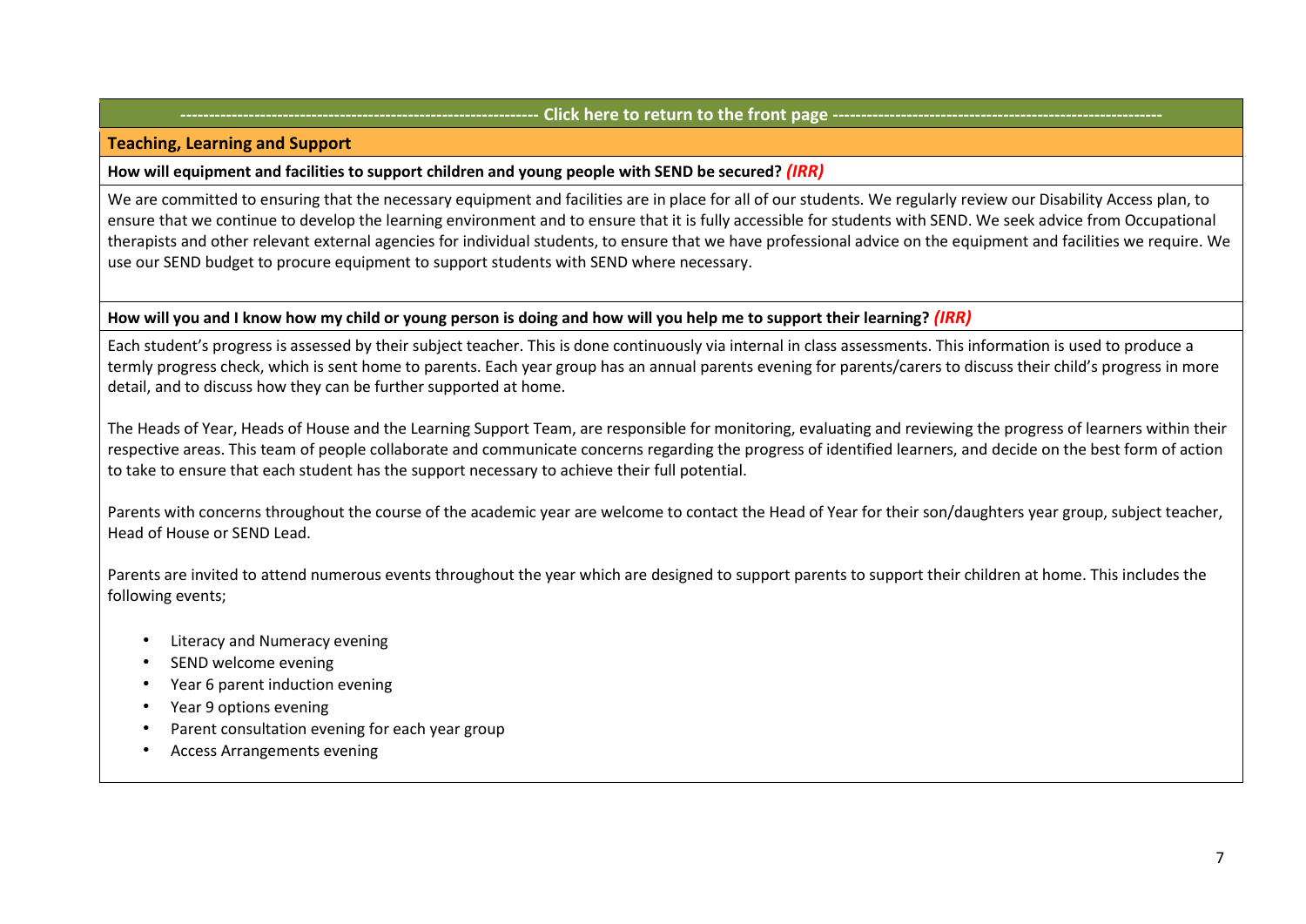------------------------------------------------------------- Click here to return to the front page ---------------------------------------------------------

## Teaching, Learning and Support

**How will equipment and facilities to support children and young people with SEND be secured?** ***(IRR)***

We are committed to ensuring that the necessary equipment and facilities are in place for all of our students. We regularly review our Disability Access plan, to ensure that we continue to develop the learning environment and to ensure that it is fully accessible for students with SEND. We seek advice from Occupational therapists and other relevant external agencies for individual students, to ensure that we have professional advice on the equipment and facilities we require. We use our SEND budget to procure equipment to support students with SEND where necessary.

**How will you and I know how my child or young person is doing and how will you help me to support their learning?** ***(IRR)***

Each student's progress is assessed by their subject teacher. This is done continuously via internal in class assessments. This information is used to produce a termly progress check, which is sent home to parents. Each year group has an annual parents evening for parents/carers to discuss their child's progress in more detail, and to discuss how they can be further supported at home.

The Heads of Year, Heads of House and the Learning Support Team, are responsible for monitoring, evaluating and reviewing the progress of learners within their respective areas. This team of people collaborate and communicate concerns regarding the progress of identified learners, and decide on the best form of action to take to ensure that each student has the support necessary to achieve their full potential.

Parents with concerns throughout the course of the academic year are welcome to contact the Head of Year for their son/daughters year group, subject teacher, Head of House or SEND Lead.

Parents are invited to attend numerous events throughout the year which are designed to support parents to support their children at home. This includes the following events;

- Literacy and Numeracy evening
- SEND welcome evening
- Year 6 parent induction evening
- Year 9 options evening
- Parent consultation evening for each year group
- Access Arrangements evening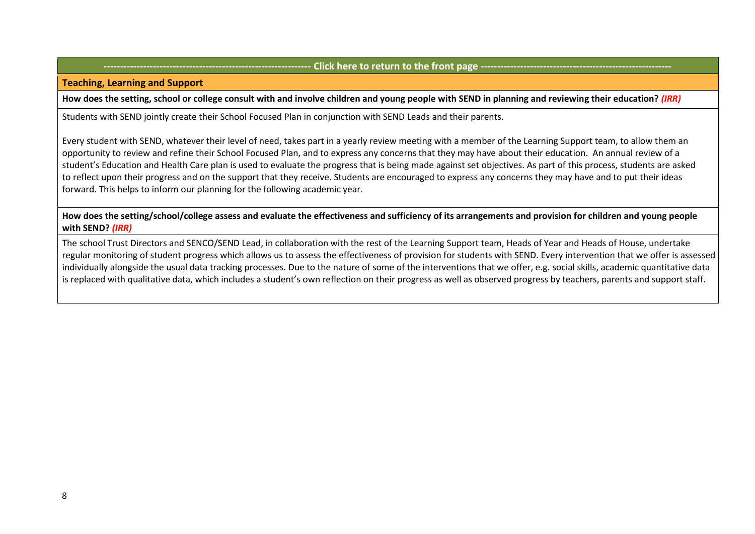------------------------------------------------------------- Click here to return to the front page --------------------------------------------------------

## Teaching, Learning and Support

**How does the setting, school or college consult with and involve children and young people with SEND in planning and reviewing their education? *(IRR)***

Students with SEND jointly create their School Focused Plan in conjunction with SEND Leads and their parents.

Every student with SEND, whatever their level of need, takes part in a yearly review meeting with a member of the Learning Support team, to allow them an opportunity to review and refine their School Focused Plan, and to express any concerns that they may have about their education. An annual review of a student's Education and Health Care plan is used to evaluate the progress that is being made against set objectives. As part of this process, students are asked to reflect upon their progress and on the support that they receive. Students are encouraged to express any concerns they may have and to put their ideas forward. This helps to inform our planning for the following academic year.

**How does the setting/school/college assess and evaluate the effectiveness and sufficiency of its arrangements and provision for children and young people with SEND? *(IRR)***

The school Trust Directors and SENCO/SEND Lead, in collaboration with the rest of the Learning Support team, Heads of Year and Heads of House, undertake regular monitoring of student progress which allows us to assess the effectiveness of provision for students with SEND. Every intervention that we offer is assessed individually alongside the usual data tracking processes. Due to the nature of some of the interventions that we offer, e.g. social skills, academic quantitative data is replaced with qualitative data, which includes a student's own reflection on their progress as well as observed progress by teachers, parents and support staff.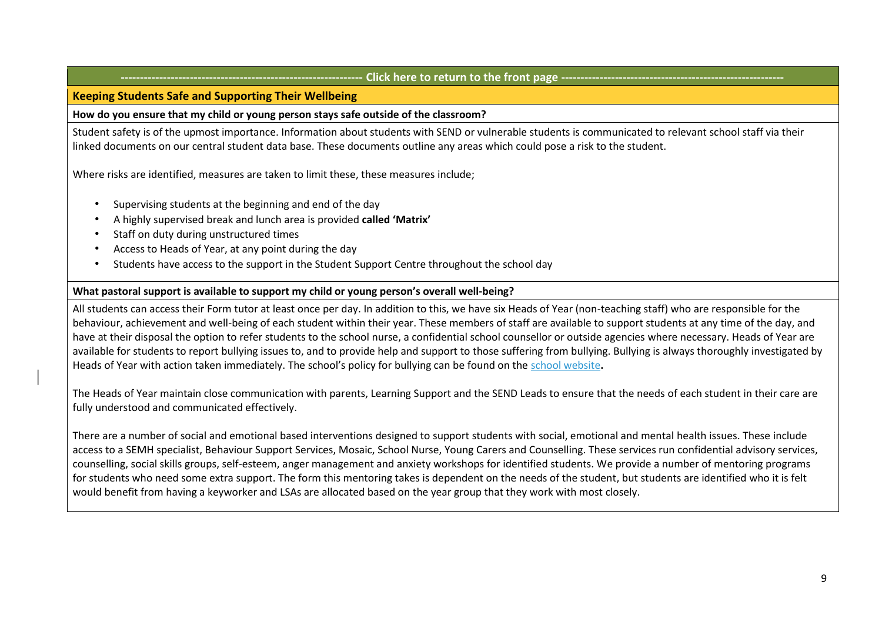---------------------------------------------------------------- Click here to return to the front page ----------------------------------------------------------

## Keeping Students Safe and Supporting Their Wellbeing

**How do you ensure that my child or young person stays safe outside of the classroom?**

Student safety is of the upmost importance. Information about students with SEND or vulnerable students is communicated to relevant school staff via their linked documents on our central student data base. These documents outline any areas which could pose a risk to the student.

Where risks are identified, measures are taken to limit these, these measures include;

- Supervising students at the beginning and end of the day
- A highly supervised break and lunch area is provided **called 'Matrix'**
- Staff on duty during unstructured times
- Access to Heads of Year, at any point during the day
- Students have access to the support in the Student Support Centre throughout the school day

**What pastoral support is available to support my child or young person's overall well-being?**

All students can access their Form tutor at least once per day. In addition to this, we have six Heads of Year (non-teaching staff) who are responsible for the behaviour, achievement and well-being of each student within their year. These members of staff are available to support students at any time of the day, and have at their disposal the option to refer students to the school nurse, a confidential school counsellor or outside agencies where necessary. Heads of Year are available for students to report bullying issues to, and to provide help and support to those suffering from bullying. Bullying is always thoroughly investigated by Heads of Year with action taken immediately. The school's policy for bullying can be found on the school website**.**

The Heads of Year maintain close communication with parents, Learning Support and the SEND Leads to ensure that the needs of each student in their care are fully understood and communicated effectively.

There are a number of social and emotional based interventions designed to support students with social, emotional and mental health issues. These include access to a SEMH specialist, Behaviour Support Services, Mosaic, School Nurse, Young Carers and Counselling. These services run confidential advisory services, counselling, social skills groups, self-esteem, anger management and anxiety workshops for identified students. We provide a number of mentoring programs for students who need some extra support. The form this mentoring takes is dependent on the needs of the student, but students are identified who it is felt would benefit from having a keyworker and LSAs are allocated based on the year group that they work with most closely.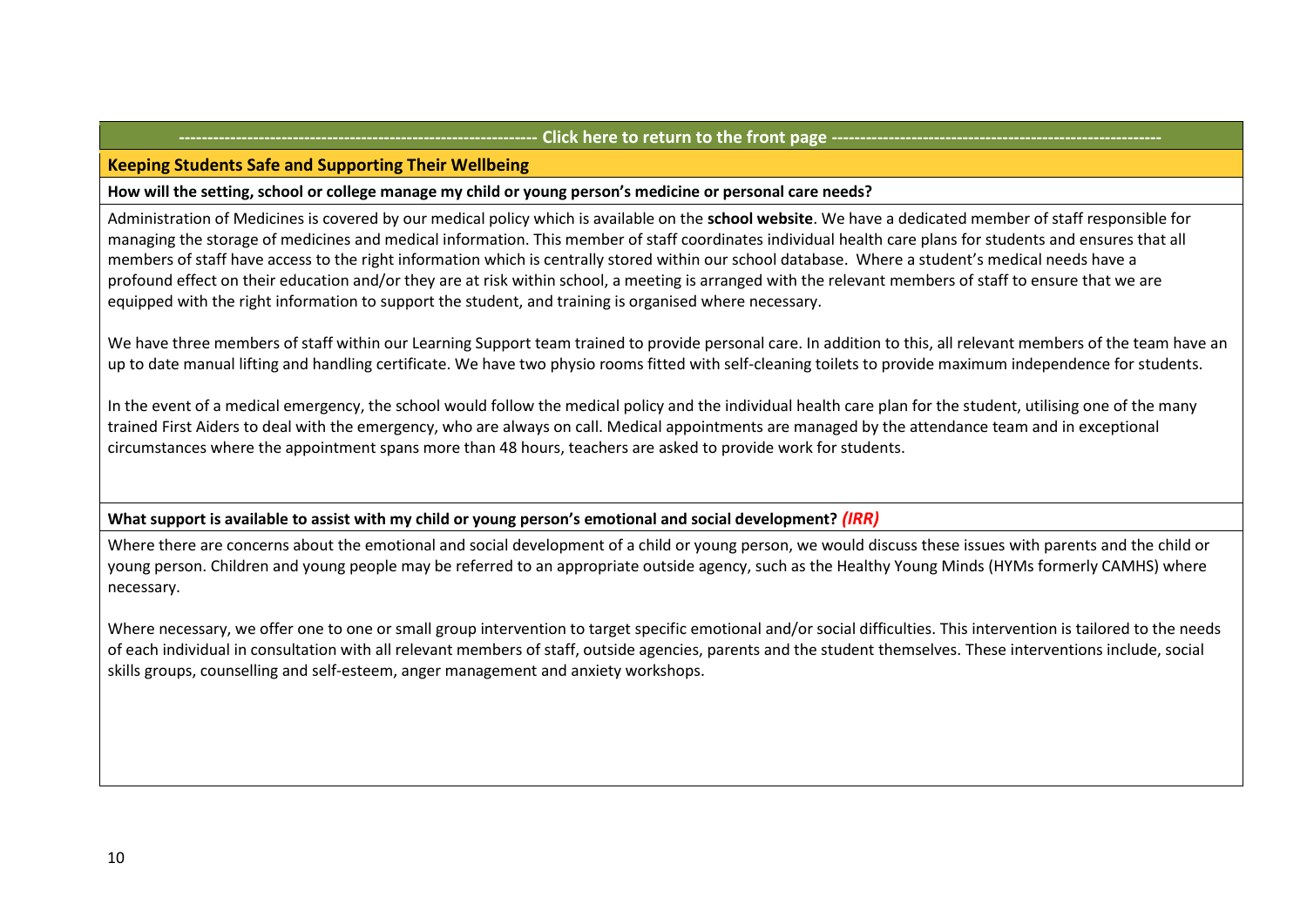---------------------------------------------------------------- Click here to return to the front page ----------------------------------------------------------

## Keeping Students Safe and Supporting Their Wellbeing

**How will the setting, school or college manage my child or young person's medicine or personal care needs?**

Administration of Medicines is covered by our medical policy which is available on the **school website**. We have a dedicated member of staff responsible for managing the storage of medicines and medical information. This member of staff coordinates individual health care plans for students and ensures that all members of staff have access to the right information which is centrally stored within our school database. Where a student's medical needs have a profound effect on their education and/or they are at risk within school, a meeting is arranged with the relevant members of staff to ensure that we are equipped with the right information to support the student, and training is organised where necessary.

We have three members of staff within our Learning Support team trained to provide personal care. In addition to this, all relevant members of the team have an up to date manual lifting and handling certificate. We have two physio rooms fitted with self-cleaning toilets to provide maximum independence for students.

In the event of a medical emergency, the school would follow the medical policy and the individual health care plan for the student, utilising one of the many trained First Aiders to deal with the emergency, who are always on call. Medical appointments are managed by the attendance team and in exceptional circumstances where the appointment spans more than 48 hours, teachers are asked to provide work for students.

**What support is available to assist with my child or young person's emotional and social development?** ***(IRR)***

Where there are concerns about the emotional and social development of a child or young person, we would discuss these issues with parents and the child or young person. Children and young people may be referred to an appropriate outside agency, such as the Healthy Young Minds (HYMs formerly CAMHS) where necessary.

Where necessary, we offer one to one or small group intervention to target specific emotional and/or social difficulties. This intervention is tailored to the needs of each individual in consultation with all relevant members of staff, outside agencies, parents and the student themselves. These interventions include, social skills groups, counselling and self-esteem, anger management and anxiety workshops.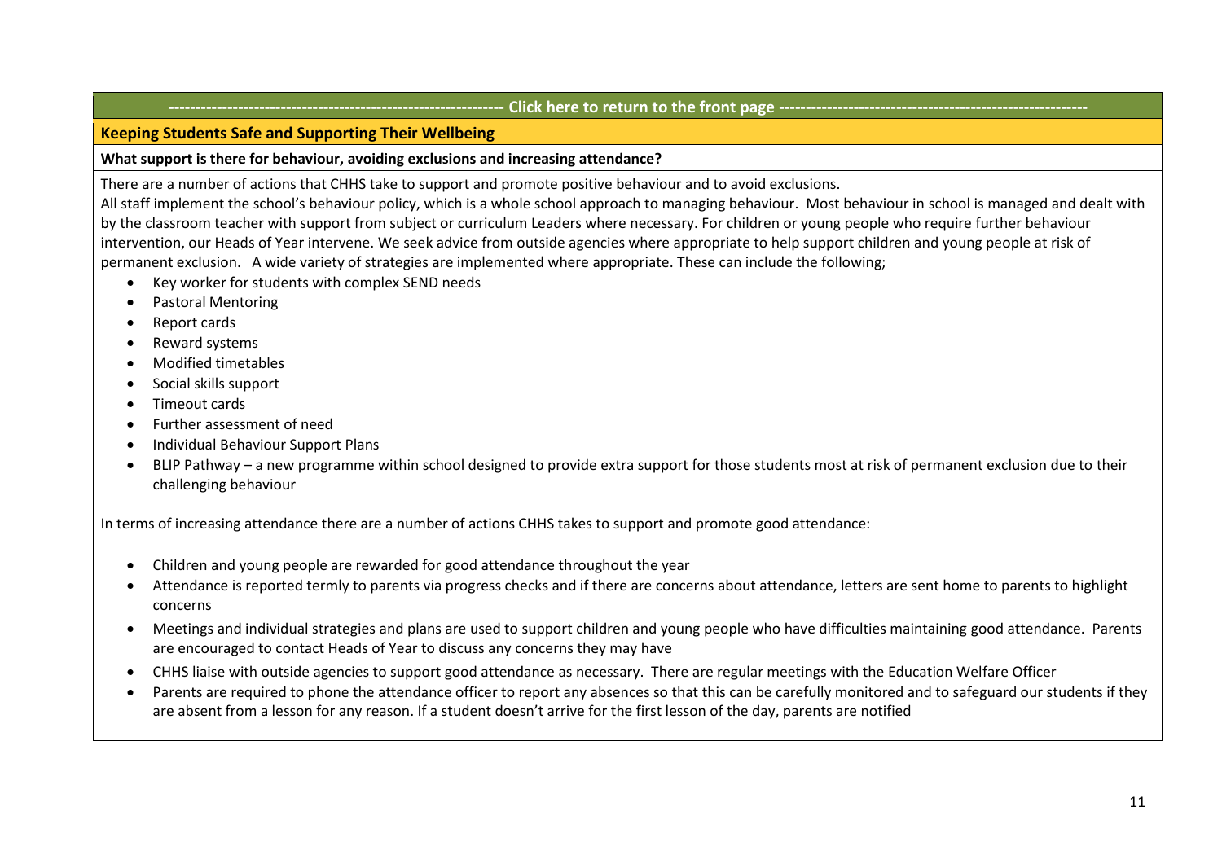------------------------------------------------------------- Click here to return to the front page ---------------------------------------------------------

## Keeping Students Safe and Supporting Their Wellbeing

**What support is there for behaviour, avoiding exclusions and increasing attendance?**

There are a number of actions that CHHS take to support and promote positive behaviour and to avoid exclusions.

All staff implement the school's behaviour policy, which is a whole school approach to managing behaviour. Most behaviour in school is managed and dealt with by the classroom teacher with support from subject or curriculum Leaders where necessary. For children or young people who require further behaviour intervention, our Heads of Year intervene. We seek advice from outside agencies where appropriate to help support children and young people at risk of permanent exclusion. A wide variety of strategies are implemented where appropriate. These can include the following;

- Key worker for students with complex SEND needs
- Pastoral Mentoring
- Report cards
- Reward systems
- Modified timetables
- Social skills support
- Timeout cards
- Further assessment of need
- Individual Behaviour Support Plans
- BLIP Pathway – a new programme within school designed to provide extra support for those students most at risk of permanent exclusion due to their challenging behaviour

In terms of increasing attendance there are a number of actions CHHS takes to support and promote good attendance:

- Children and young people are rewarded for good attendance throughout the year
- Attendance is reported termly to parents via progress checks and if there are concerns about attendance, letters are sent home to parents to highlight concerns
- Meetings and individual strategies and plans are used to support children and young people who have difficulties maintaining good attendance. Parents are encouraged to contact Heads of Year to discuss any concerns they may have
- CHHS liaise with outside agencies to support good attendance as necessary. There are regular meetings with the Education Welfare Officer
- Parents are required to phone the attendance officer to report any absences so that this can be carefully monitored and to safeguard our students if they are absent from a lesson for any reason. If a student doesn't arrive for the first lesson of the day, parents are notified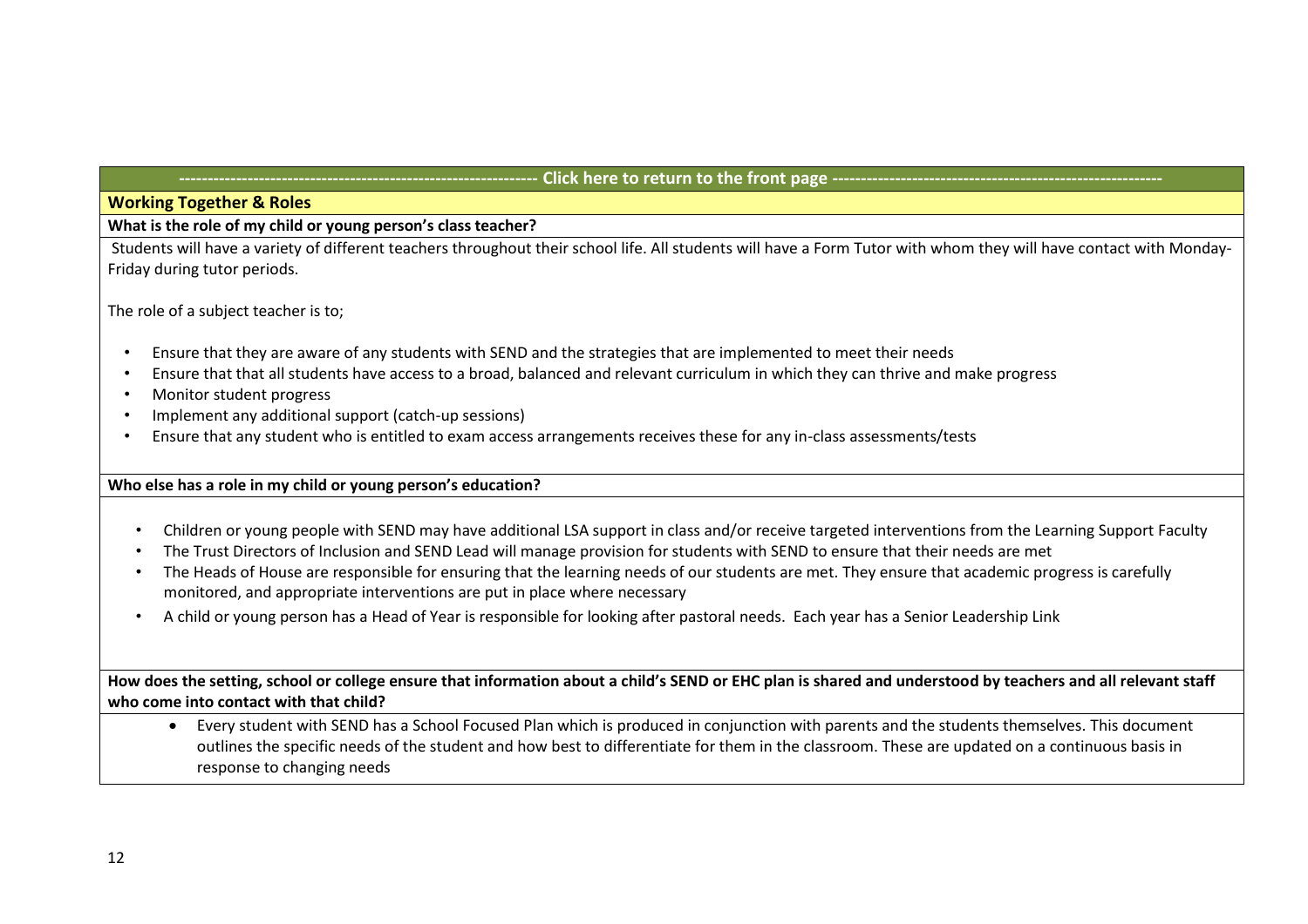-------------------------------------------------------------- Click here to return to the front page --------------------------------------------------------

## Working Together & Roles

**What is the role of my child or young person's class teacher?**

Students will have a variety of different teachers throughout their school life. All students will have a Form Tutor with whom they will have contact with Monday-Friday during tutor periods.

The role of a subject teacher is to;

- Ensure that they are aware of any students with SEND and the strategies that are implemented to meet their needs
- Ensure that that all students have access to a broad, balanced and relevant curriculum in which they can thrive and make progress
- Monitor student progress
- Implement any additional support (catch-up sessions)
- Ensure that any student who is entitled to exam access arrangements receives these for any in-class assessments/tests

**Who else has a role in my child or young person's education?**

- Children or young people with SEND may have additional LSA support in class and/or receive targeted interventions from the Learning Support Faculty
- The Trust Directors of Inclusion and SEND Lead will manage provision for students with SEND to ensure that their needs are met
- The Heads of House are responsible for ensuring that the learning needs of our students are met. They ensure that academic progress is carefully monitored, and appropriate interventions are put in place where necessary
- A child or young person has a Head of Year is responsible for looking after pastoral needs. Each year has a Senior Leadership Link

**How does the setting, school or college ensure that information about a child's SEND or EHC plan is shared and understood by teachers and all relevant staff who come into contact with that child?**

- Every student with SEND has a School Focused Plan which is produced in conjunction with parents and the students themselves. This document outlines the specific needs of the student and how best to differentiate for them in the classroom. These are updated on a continuous basis in response to changing needs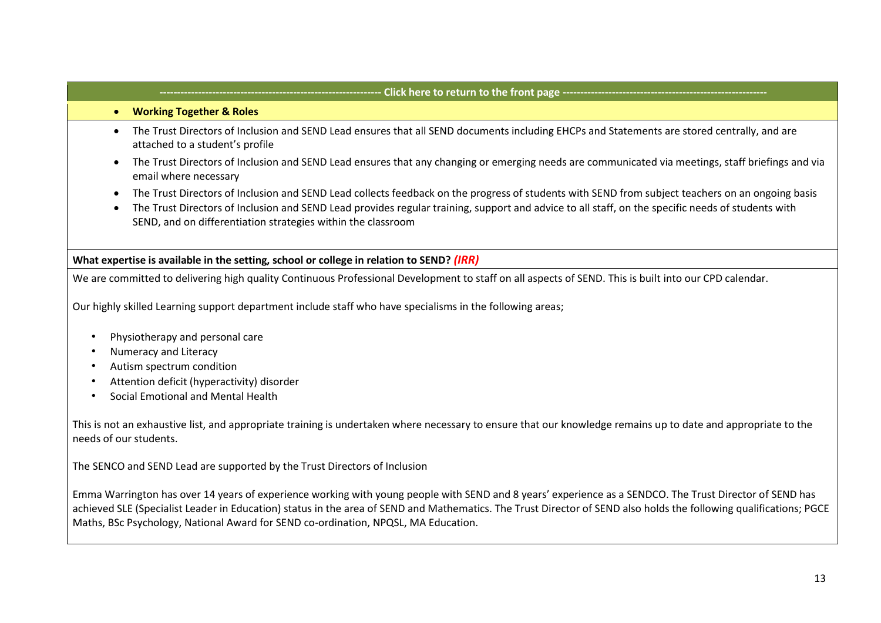---------------------------------------------------------------- Click here to return to the front page ----------------------------------------------------------

- **Working Together & Roles**

- The Trust Directors of Inclusion and SEND Lead ensures that all SEND documents including EHCPs and Statements are stored centrally, and are attached to a student's profile
- The Trust Directors of Inclusion and SEND Lead ensures that any changing or emerging needs are communicated via meetings, staff briefings and via email where necessary
- The Trust Directors of Inclusion and SEND Lead collects feedback on the progress of students with SEND from subject teachers on an ongoing basis
- The Trust Directors of Inclusion and SEND Lead provides regular training, support and advice to all staff, on the specific needs of students with SEND, and on differentiation strategies within the classroom

**What expertise is available in the setting, school or college in relation to SEND?** ***(IRR)***

We are committed to delivering high quality Continuous Professional Development to staff on all aspects of SEND. This is built into our CPD calendar.

Our highly skilled Learning support department include staff who have specialisms in the following areas;

- Physiotherapy and personal care
- Numeracy and Literacy
- Autism spectrum condition
- Attention deficit (hyperactivity) disorder
- Social Emotional and Mental Health

This is not an exhaustive list, and appropriate training is undertaken where necessary to ensure that our knowledge remains up to date and appropriate to the needs of our students.

The SENCO and SEND Lead are supported by the Trust Directors of Inclusion

Emma Warrington has over 14 years of experience working with young people with SEND and 8 years' experience as a SENDCO. The Trust Director of SEND has achieved SLE (Specialist Leader in Education) status in the area of SEND and Mathematics. The Trust Director of SEND also holds the following qualifications; PGCE Maths, BSc Psychology, National Award for SEND co-ordination, NPQSL, MA Education.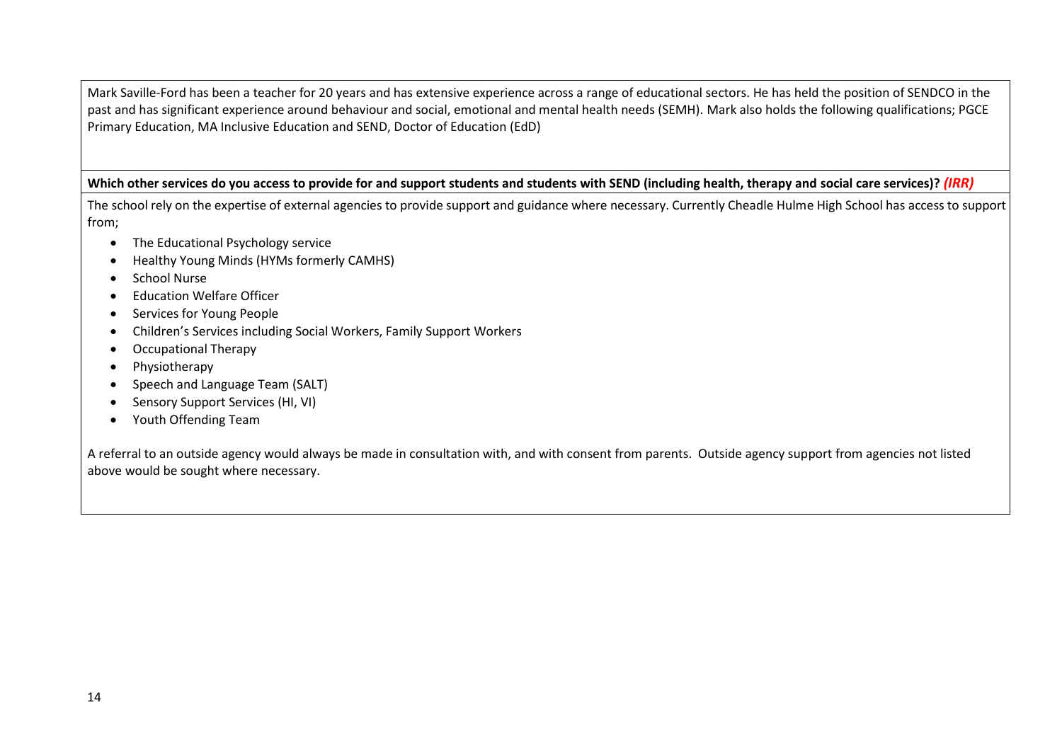Mark Saville-Ford has been a teacher for 20 years and has extensive experience across a range of educational sectors. He has held the position of SENDCO in the past and has significant experience around behaviour and social, emotional and mental health needs (SEMH). Mark also holds the following qualifications; PGCE Primary Education, MA Inclusive Education and SEND, Doctor of Education (EdD)

**Which other services do you access to provide for and support students and students with SEND (including health, therapy and social care services)?** ***(IRR)***

The school rely on the expertise of external agencies to provide support and guidance where necessary. Currently Cheadle Hulme High School has access to support from;

- The Educational Psychology service
- Healthy Young Minds (HYMs formerly CAMHS)
- School Nurse
- Education Welfare Officer
- Services for Young People
- Children's Services including Social Workers, Family Support Workers
- Occupational Therapy
- Physiotherapy
- Speech and Language Team (SALT)
- Sensory Support Services (HI, VI)
- Youth Offending Team

A referral to an outside agency would always be made in consultation with, and with consent from parents. Outside agency support from agencies not listed above would be sought where necessary.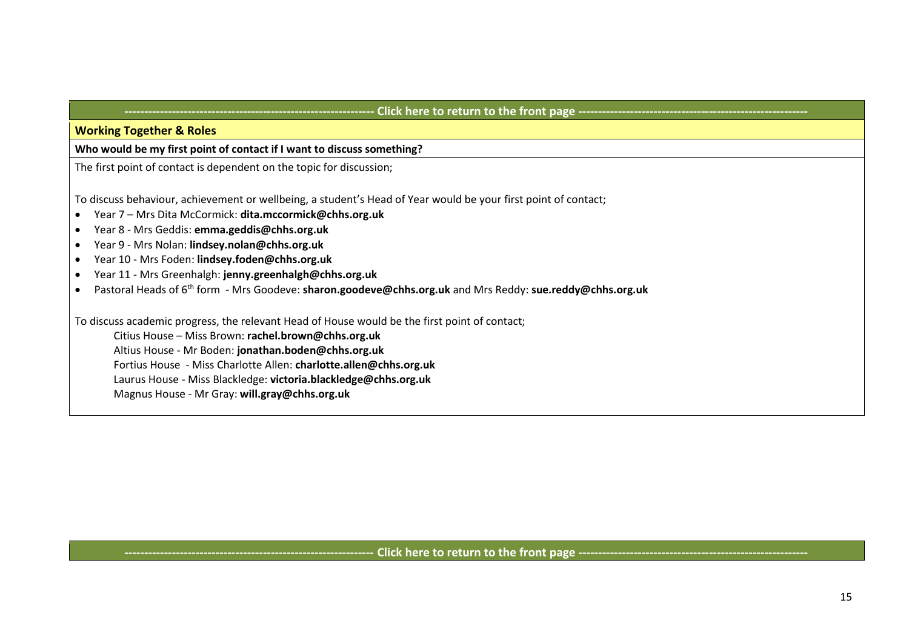---------------------------------------------------------------- Click here to return to the front page ----------------------------------------------------------

## Working Together & Roles

**Who would be my first point of contact if I want to discuss something?**

The first point of contact is dependent on the topic for discussion;

To discuss behaviour, achievement or wellbeing, a student's Head of Year would be your first point of contact;

- Year 7 – Mrs Dita McCormick: **dita.mccormick@chhs.org.uk**
- Year 8 - Mrs Geddis: **emma.geddis@chhs.org.uk**
- Year 9 - Mrs Nolan: **lindsey.nolan@chhs.org.uk**
- Year 10 - Mrs Foden: **lindsey.foden@chhs.org.uk**
- Year 11 - Mrs Greenhalgh: **jenny.greenhalgh@chhs.org.uk**
- Pastoral Heads of 6th form - Mrs Goodeve: **sharon.goodeve@chhs.org.uk** and Mrs Reddy: **sue.reddy@chhs.org.uk**

To discuss academic progress, the relevant Head of House would be the first point of contact;

Citius House – Miss Brown: **rachel.brown@chhs.org.uk**
Altius House - Mr Boden: **jonathan.boden@chhs.org.uk**
Fortius House - Miss Charlotte Allen: **charlotte.allen@chhs.org.uk**
Laurus House - Miss Blackledge: **victoria.blackledge@chhs.org.uk**
Magnus House - Mr Gray: **will.gray@chhs.org.uk**

---------------------------------------------------------------- Click here to return to the front page ----------------------------------------------------------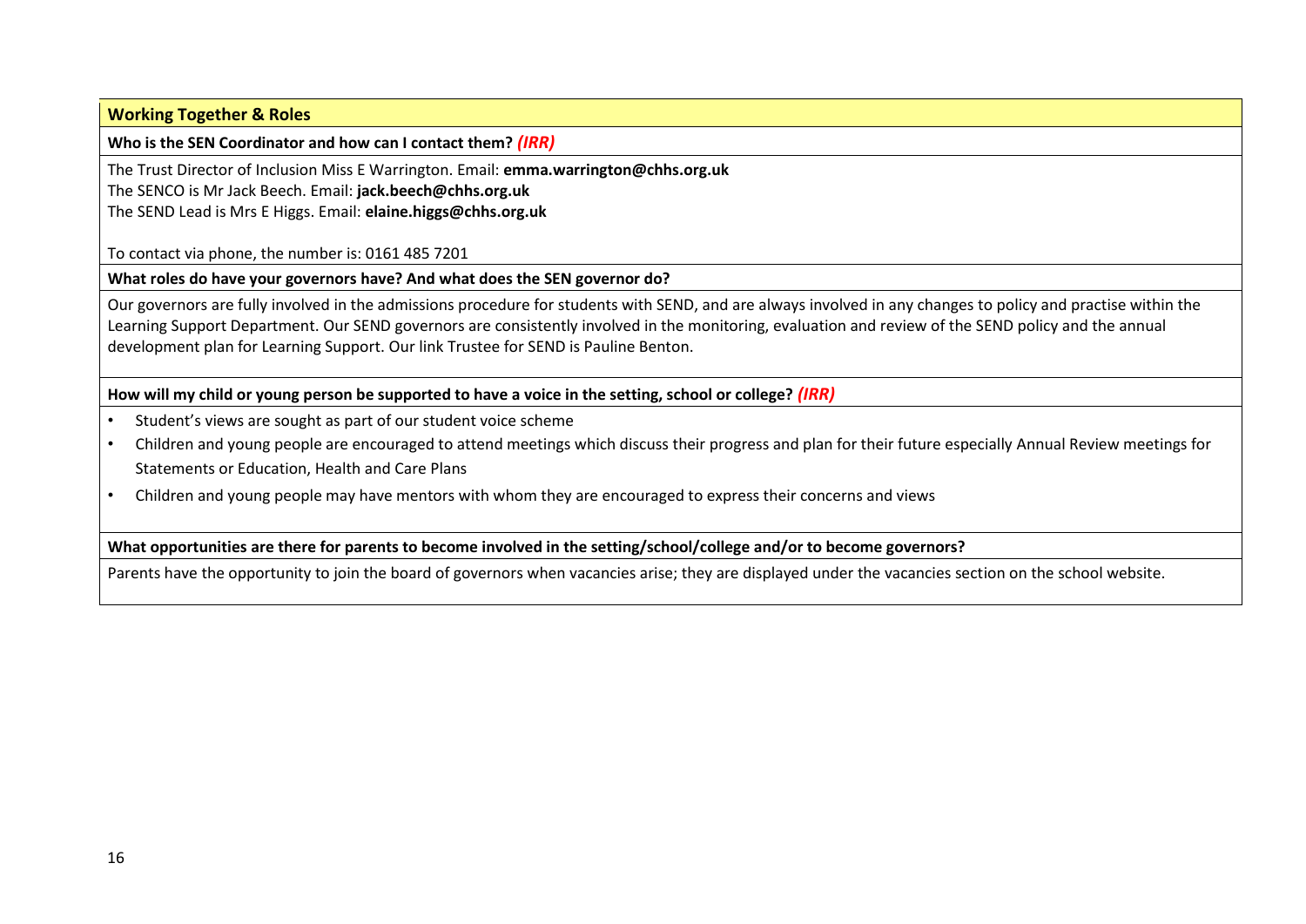## Working Together & Roles

**Who is the SEN Coordinator and how can I contact them?** ***(IRR)***

The Trust Director of Inclusion Miss E Warrington. Email: **emma.warrington@chhs.org.uk**
The SENCO is Mr Jack Beech. Email: **jack.beech@chhs.org.uk**
The SEND Lead is Mrs E Higgs. Email: **elaine.higgs@chhs.org.uk**

To contact via phone, the number is: 0161 485 7201

**What roles do have your governors have? And what does the SEN governor do?**

Our governors are fully involved in the admissions procedure for students with SEND, and are always involved in any changes to policy and practise within the Learning Support Department. Our SEND governors are consistently involved in the monitoring, evaluation and review of the SEND policy and the annual development plan for Learning Support. Our link Trustee for SEND is Pauline Benton.

**How will my child or young person be supported to have a voice in the setting, school or college?** ***(IRR)***

- Student's views are sought as part of our student voice scheme
- Children and young people are encouraged to attend meetings which discuss their progress and plan for their future especially Annual Review meetings for Statements or Education, Health and Care Plans
- Children and young people may have mentors with whom they are encouraged to express their concerns and views

**What opportunities are there for parents to become involved in the setting/school/college and/or to become governors?**

Parents have the opportunity to join the board of governors when vacancies arise; they are displayed under the vacancies section on the school website.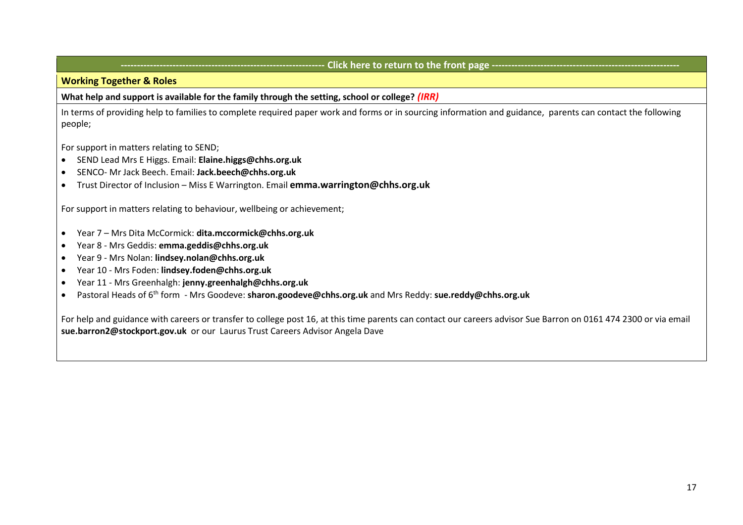**------------------------------------------------------------ Click here to return to the front page ------------------------------------------------------------**

## Working Together & Roles

**What help and support is available for the family through the setting, school or college?** ***(IRR)***

In terms of providing help to families to complete required paper work and forms or in sourcing information and guidance, parents can contact the following people;

For support in matters relating to SEND;

- SEND Lead Mrs E Higgs. Email: **Elaine.higgs@chhs.org.uk**
- SENCO- Mr Jack Beech. Email: **Jack.beech@chhs.org.uk**
- Trust Director of Inclusion – Miss E Warrington. Email **emma.warrington@chhs.org.uk**

For support in matters relating to behaviour, wellbeing or achievement;

- Year 7 – Mrs Dita McCormick: **dita.mccormick@chhs.org.uk**
- Year 8 - Mrs Geddis: **emma.geddis@chhs.org.uk**
- Year 9 - Mrs Nolan: **lindsey.nolan@chhs.org.uk**
- Year 10 - Mrs Foden: **lindsey.foden@chhs.org.uk**
- Year 11 - Mrs Greenhalgh: **jenny.greenhalgh@chhs.org.uk**
- Pastoral Heads of 6th form - Mrs Goodeve: **sharon.goodeve@chhs.org.uk** and Mrs Reddy: **sue.reddy@chhs.org.uk**

For help and guidance with careers or transfer to college post 16, at this time parents can contact our careers advisor Sue Barron on 0161 474 2300 or via email **sue.barron2@stockport.gov.uk** or our Laurus Trust Careers Advisor Angela Dave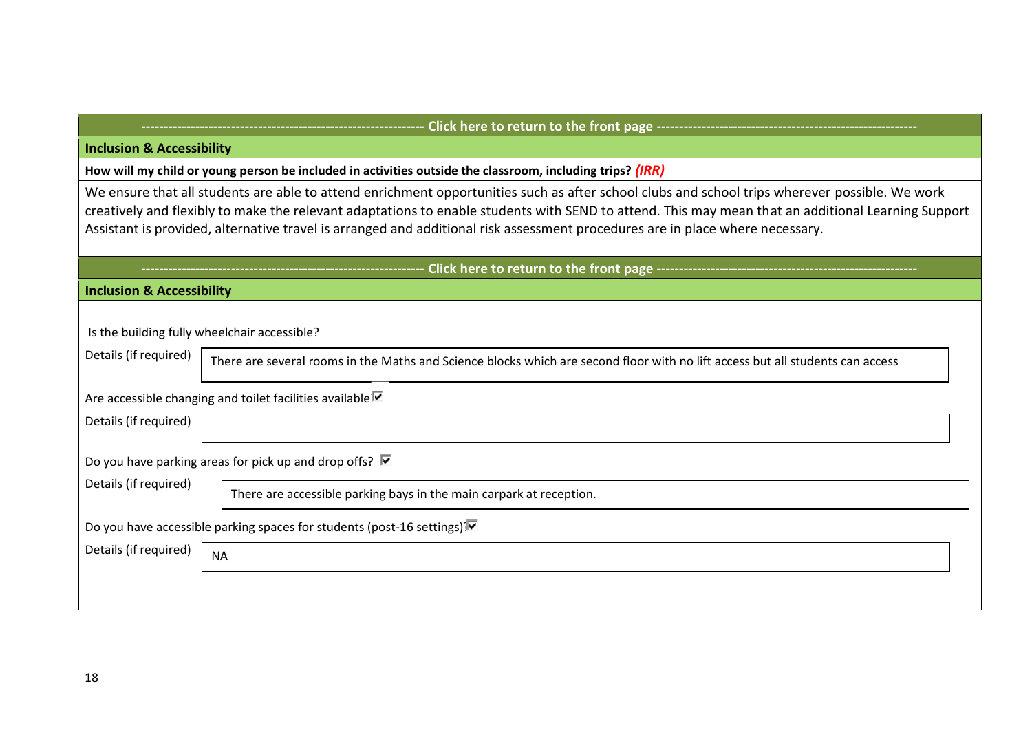**------------------------------------------------------------- Click here to return to the front page -------------------------------------------------------**

## Inclusion & Accessibility

**How will my child or young person be included in activities outside the classroom, including trips?** ***(IRR)***

We ensure that all students are able to attend enrichment opportunities such as after school clubs and school trips wherever possible. We work creatively and flexibly to make the relevant adaptations to enable students with SEND to attend. This may mean that an additional Learning Support Assistant is provided, alternative travel is arranged and additional risk assessment procedures are in place where necessary.

**------------------------------------------------------------- Click here to return to the front page -------------------------------------------------------**

## Inclusion & Accessibility

Is the building fully wheelchair accessible?

Details (if required): There are several rooms in the Maths and Science blocks which are second floor with no lift access but all students can access

Are accessible changing and toilet facilities available ☑

Details (if required):

Do you have parking areas for pick up and drop offs? ☑

Details (if required): There are accessible parking bays in the main carpark at reception.

Do you have accessible parking spaces for students (post-16 settings) ☑

Details (if required): NA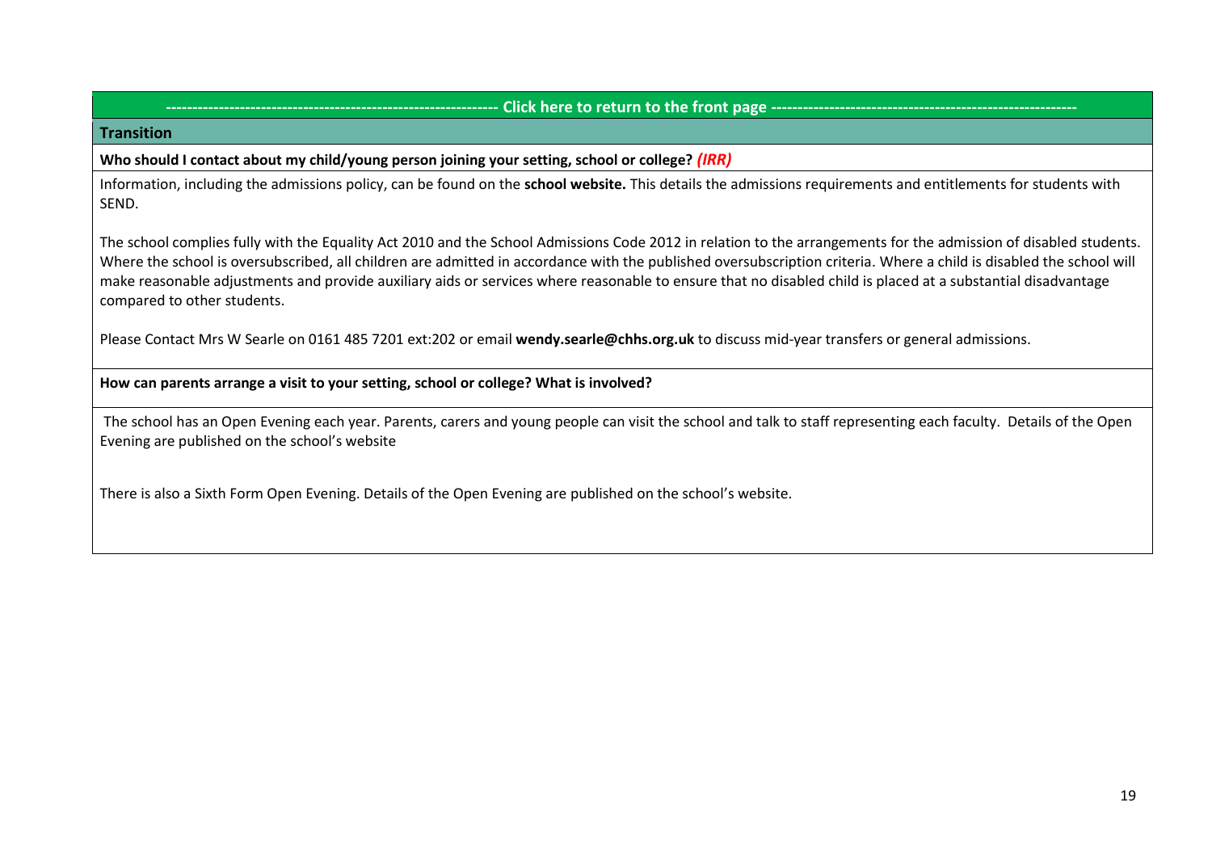------------------------------------------------------------ Click here to return to the front page ------------------------------------------------------------

## Transition

**Who should I contact about my child/young person joining your setting, school or college?** ***(IRR)***

Information, including the admissions policy, can be found on the **school website.** This details the admissions requirements and entitlements for students with SEND.

The school complies fully with the Equality Act 2010 and the School Admissions Code 2012 in relation to the arrangements for the admission of disabled students. Where the school is oversubscribed, all children are admitted in accordance with the published oversubscription criteria. Where a child is disabled the school will make reasonable adjustments and provide auxiliary aids or services where reasonable to ensure that no disabled child is placed at a substantial disadvantage compared to other students.

Please Contact Mrs W Searle on 0161 485 7201 ext:202 or email **wendy.searle@chhs.org.uk** to discuss mid-year transfers or general admissions.

**How can parents arrange a visit to your setting, school or college? What is involved?**

The school has an Open Evening each year. Parents, carers and young people can visit the school and talk to staff representing each faculty. Details of the Open Evening are published on the school's website

There is also a Sixth Form Open Evening. Details of the Open Evening are published on the school's website.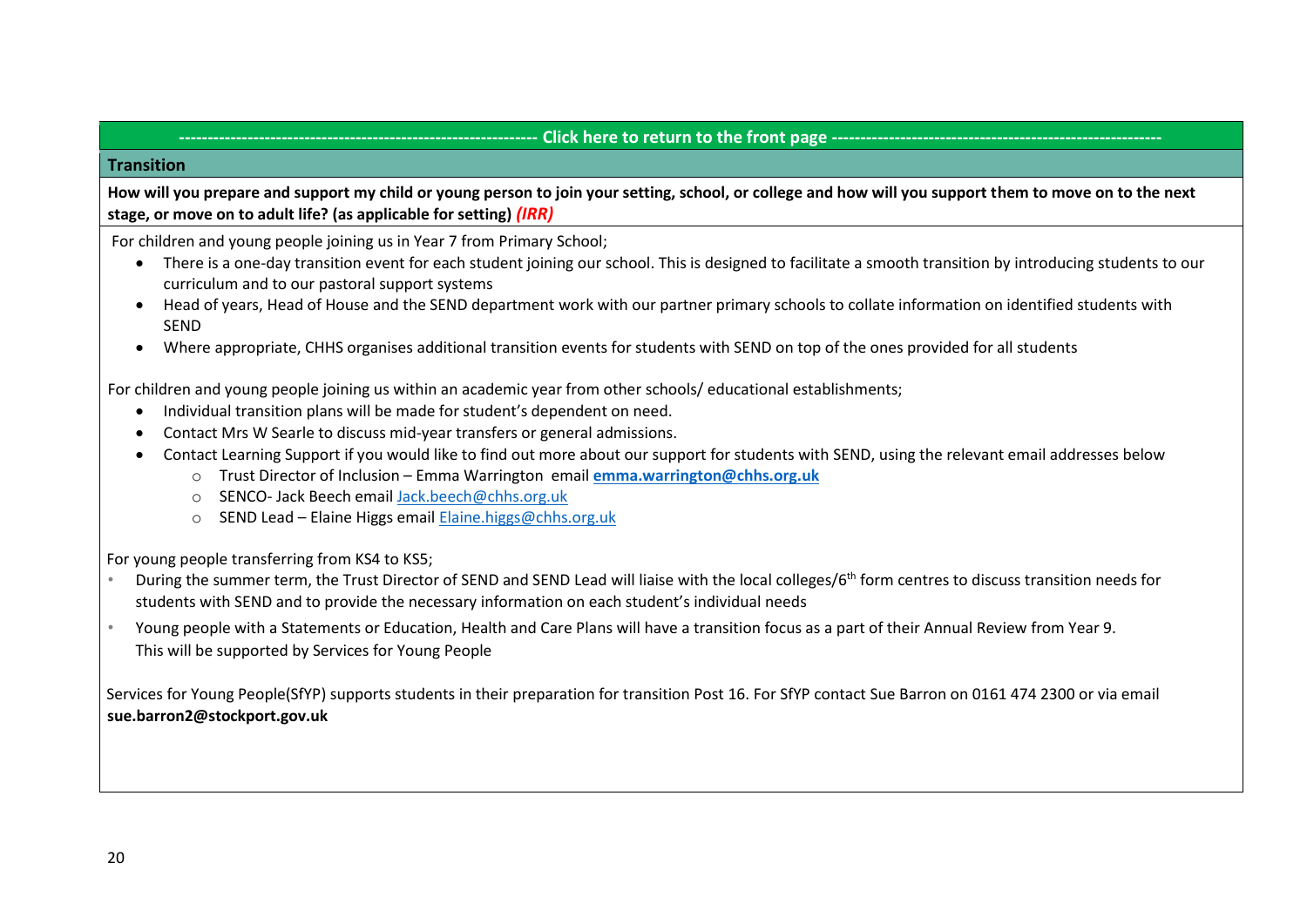---------------------------------------------------------------- Click here to return to the front page ----------------------------------------------------------

## Transition

**How will you prepare and support my child or young person to join your setting, school, or college and how will you support them to move on to the next stage, or move on to adult life? (as applicable for setting)** ***(IRR)***

For children and young people joining us in Year 7 from Primary School;

- There is a one-day transition event for each student joining our school. This is designed to facilitate a smooth transition by introducing students to our curriculum and to our pastoral support systems
- Head of years, Head of House and the SEND department work with our partner primary schools to collate information on identified students with SEND
- Where appropriate, CHHS organises additional transition events for students with SEND on top of the ones provided for all students

For children and young people joining us within an academic year from other schools/ educational establishments;

- Individual transition plans will be made for student's dependent on need.
- Contact Mrs W Searle to discuss mid-year transfers or general admissions.
- Contact Learning Support if you would like to find out more about our support for students with SEND, using the relevant email addresses below
  - Trust Director of Inclusion – Emma Warrington email **emma.warrington@chhs.org.uk**
  - SENCO- Jack Beech email Jack.beech@chhs.org.uk
  - SEND Lead – Elaine Higgs email Elaine.higgs@chhs.org.uk

For young people transferring from KS4 to KS5;

- During the summer term, the Trust Director of SEND and SEND Lead will liaise with the local colleges/6th form centres to discuss transition needs for students with SEND and to provide the necessary information on each student's individual needs
- Young people with a Statements or Education, Health and Care Plans will have a transition focus as a part of their Annual Review from Year 9. This will be supported by Services for Young People

Services for Young People(SfYP) supports students in their preparation for transition Post 16. For SfYP contact Sue Barron on 0161 474 2300 or via email **sue.barron2@stockport.gov.uk**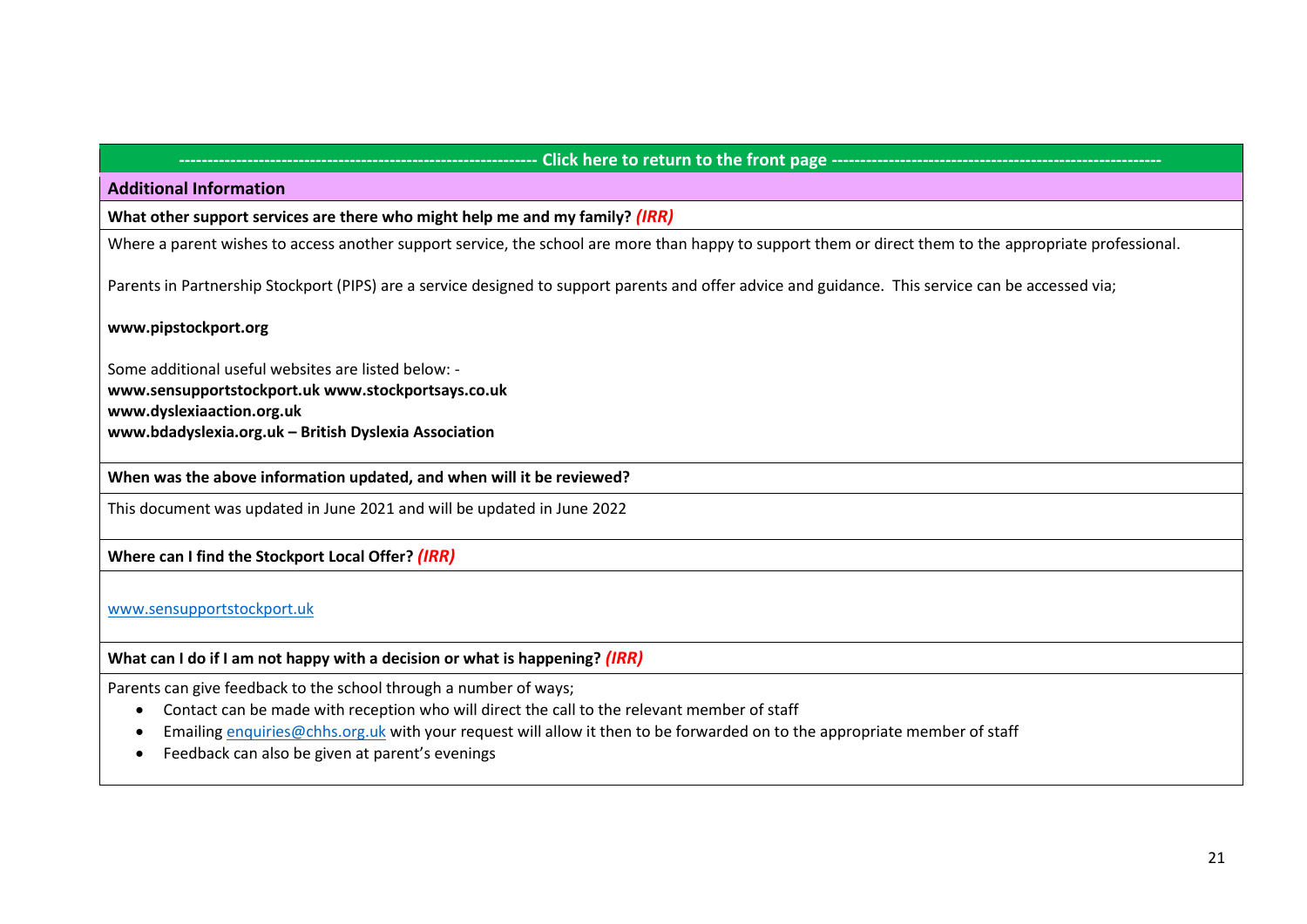**---------------------------------------------------------------- Click here to return to the front page ----------------------------------------------------------**

## Additional Information

**What other support services are there who might help me and my family?** ***(IRR)***

Where a parent wishes to access another support service, the school are more than happy to support them or direct them to the appropriate professional.

Parents in Partnership Stockport (PIPS) are a service designed to support parents and offer advice and guidance. This service can be accessed via;

**www.pipstockport.org**

Some additional useful websites are listed below: -
**www.sensupportstockport.uk www.stockportsays.co.uk**
**www.dyslexiaaction.org.uk**
**www.bdadyslexia.org.uk – British Dyslexia Association**

**When was the above information updated, and when will it be reviewed?**

This document was updated in June 2021 and will be updated in June 2022

**Where can I find the Stockport Local Offer?** ***(IRR)***

www.sensupportstockport.uk

**What can I do if I am not happy with a decision or what is happening?** ***(IRR)***

Parents can give feedback to the school through a number of ways;

- Contact can be made with reception who will direct the call to the relevant member of staff
- Emailing enquiries@chhs.org.uk with your request will allow it then to be forwarded on to the appropriate member of staff
- Feedback can also be given at parent's evenings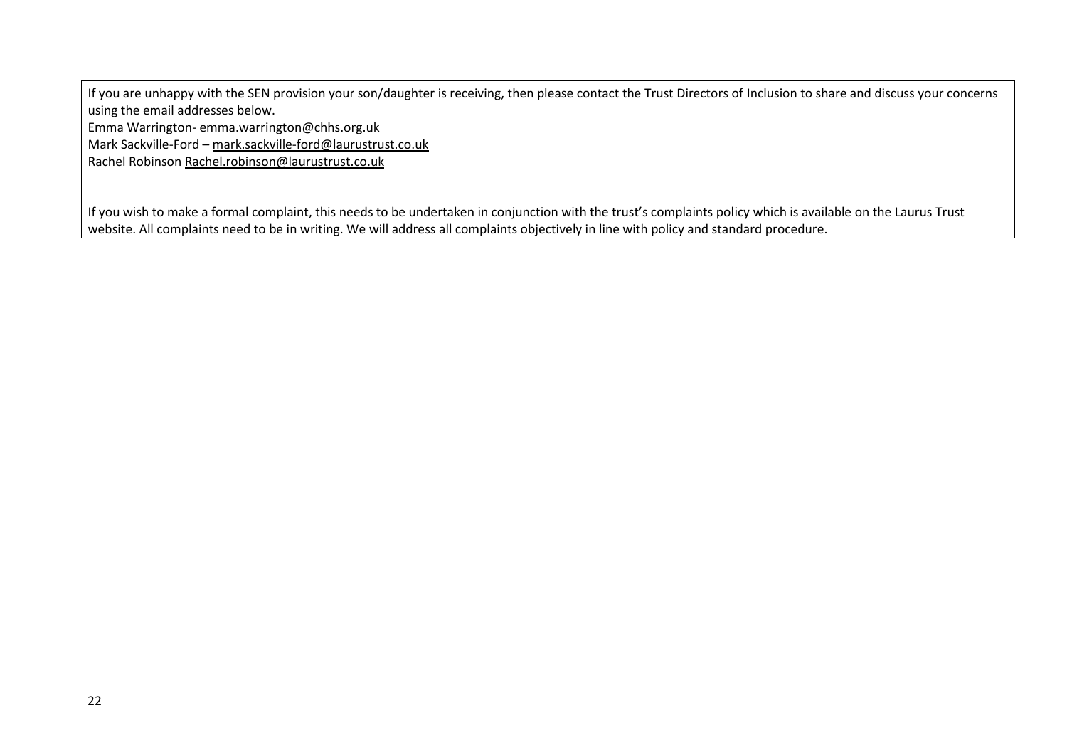If you are unhappy with the SEN provision your son/daughter is receiving, then please contact the Trust Directors of Inclusion to share and discuss your concerns using the email addresses below.

Emma Warrington- emma.warrington@chhs.org.uk
Mark Sackville-Ford – mark.sackville-ford@laurustrust.co.uk
Rachel Robinson Rachel.robinson@laurustrust.co.uk

If you wish to make a formal complaint, this needs to be undertaken in conjunction with the trust's complaints policy which is available on the Laurus Trust website. All complaints need to be in writing. We will address all complaints objectively in line with policy and standard procedure.